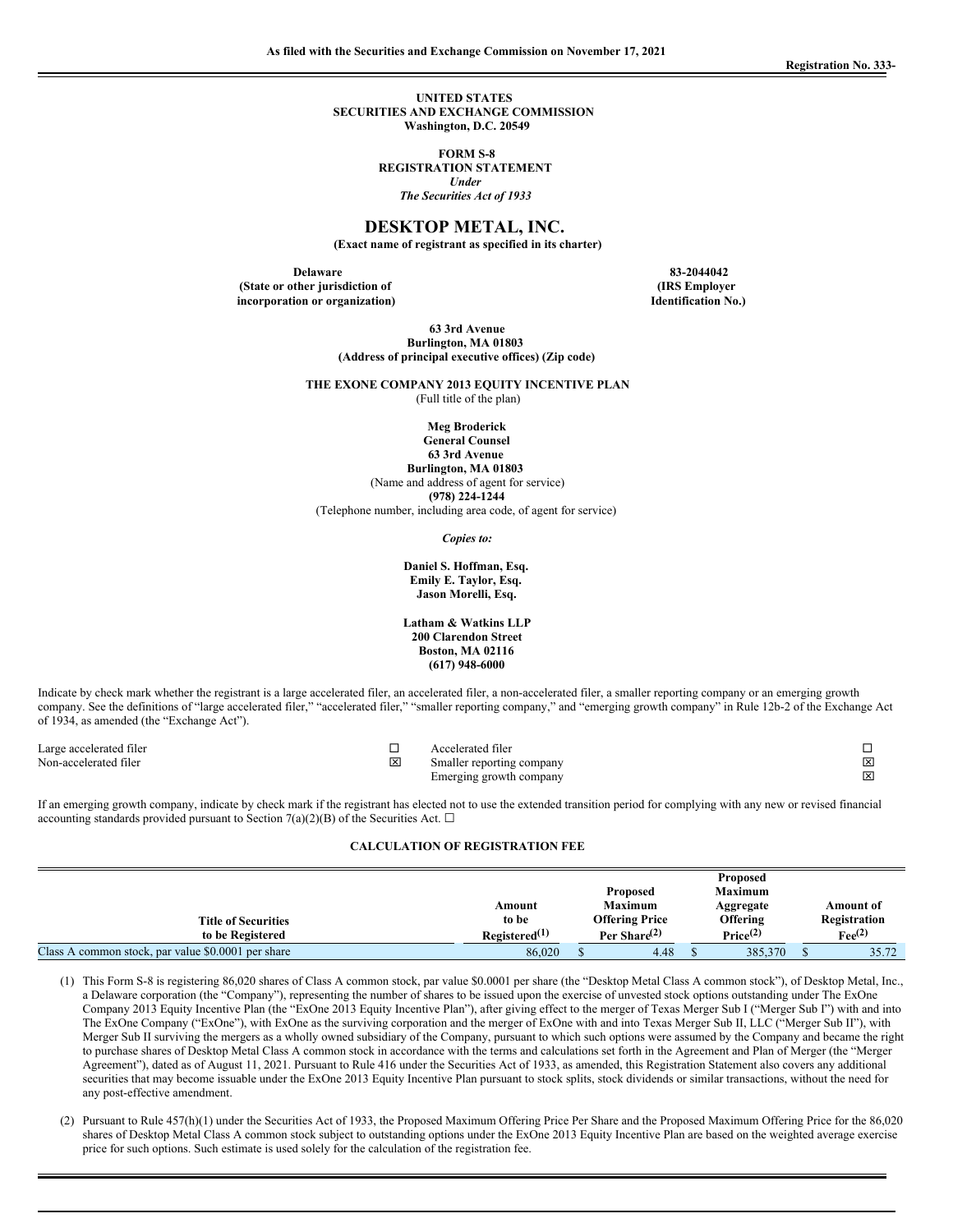As filed with the Securities and Exchange Commission on November 17, 2021

Registration No. 333-

**UNITED STATES**
**SECURITIES AND EXCHANGE COMMISSION**
**Washington, D.C. 20549**

**FORM S-8**
**REGISTRATION STATEMENT**
*Under*
*The Securities Act of 1933*

# DESKTOP METAL, INC.

**(Exact name of registrant as specified in its charter)**

| **Delaware** | **83-2044042** |
|---|---|
| **(State or other jurisdiction of incorporation or organization)** | **(IRS Employer Identification No.)** |

**63 3rd Avenue**
**Burlington, MA 01803**
**(Address of principal executive offices) (Zip code)**

**THE EXONE COMPANY 2013 EQUITY INCENTIVE PLAN**
(Full title of the plan)

**Meg Broderick**
**General Counsel**
**63 3rd Avenue**
**Burlington, MA 01803**
(Name and address of agent for service)
**(978) 224-1244**
(Telephone number, including area code, of agent for service)

*Copies to:*

**Daniel S. Hoffman, Esq.**
**Emily E. Taylor, Esq.**
**Jason Morelli, Esq.**

**Latham & Watkins LLP**
**200 Clarendon Street**
**Boston, MA 02116**
**(617) 948-6000**

Indicate by check mark whether the registrant is a large accelerated filer, an accelerated filer, a non-accelerated filer, a smaller reporting company or an emerging growth company. See the definitions of "large accelerated filer," "accelerated filer," "smaller reporting company," and "emerging growth company" in Rule 12b-2 of the Exchange Act of 1934, as amended (the "Exchange Act").

| | | | |
|---|---|---|---|
| Large accelerated filer | ☐ | Accelerated filer | ☐ |
| Non-accelerated filer | ☒ | Smaller reporting company | ☒ |
| | | Emerging growth company | ☒ |

If an emerging growth company, indicate by check mark if the registrant has elected not to use the extended transition period for complying with any new or revised financial accounting standards provided pursuant to Section 7(a)(2)(B) of the Securities Act. ☐

**CALCULATION OF REGISTRATION FEE**

| Title of Securities to be Registered | Amount to be Registered(1) | Proposed Maximum Offering Price Per Share(2) | Proposed Maximum Aggregate Offering Price(2) | Amount of Registration Fee(2) |
|---|---|---|---|---|
| Class A common stock, par value $0.0001 per share | 86,020 | $ 4.48 | $ 385,370 | $ 35.72 |

(1) This Form S-8 is registering 86,020 shares of Class A common stock, par value $0.0001 per share (the "Desktop Metal Class A common stock"), of Desktop Metal, Inc., a Delaware corporation (the "Company"), representing the number of shares to be issued upon the exercise of unvested stock options outstanding under The ExOne Company 2013 Equity Incentive Plan (the "ExOne 2013 Equity Incentive Plan"), after giving effect to the merger of Texas Merger Sub I ("Merger Sub I") with and into The ExOne Company ("ExOne"), with ExOne as the surviving corporation and the merger of ExOne with and into Texas Merger Sub II, LLC ("Merger Sub II"), with Merger Sub II surviving the mergers as a wholly owned subsidiary of the Company, pursuant to which such options were assumed by the Company and became the right to purchase shares of Desktop Metal Class A common stock in accordance with the terms and calculations set forth in the Agreement and Plan of Merger (the "Merger Agreement"), dated as of August 11, 2021. Pursuant to Rule 416 under the Securities Act of 1933, as amended, this Registration Statement also covers any additional securities that may become issuable under the ExOne 2013 Equity Incentive Plan pursuant to stock splits, stock dividends or similar transactions, without the need for any post-effective amendment.

(2) Pursuant to Rule 457(h)(1) under the Securities Act of 1933, the Proposed Maximum Offering Price Per Share and the Proposed Maximum Offering Price for the 86,020 shares of Desktop Metal Class A common stock subject to outstanding options under the ExOne 2013 Equity Incentive Plan are based on the weighted average exercise price for such options. Such estimate is used solely for the calculation of the registration fee.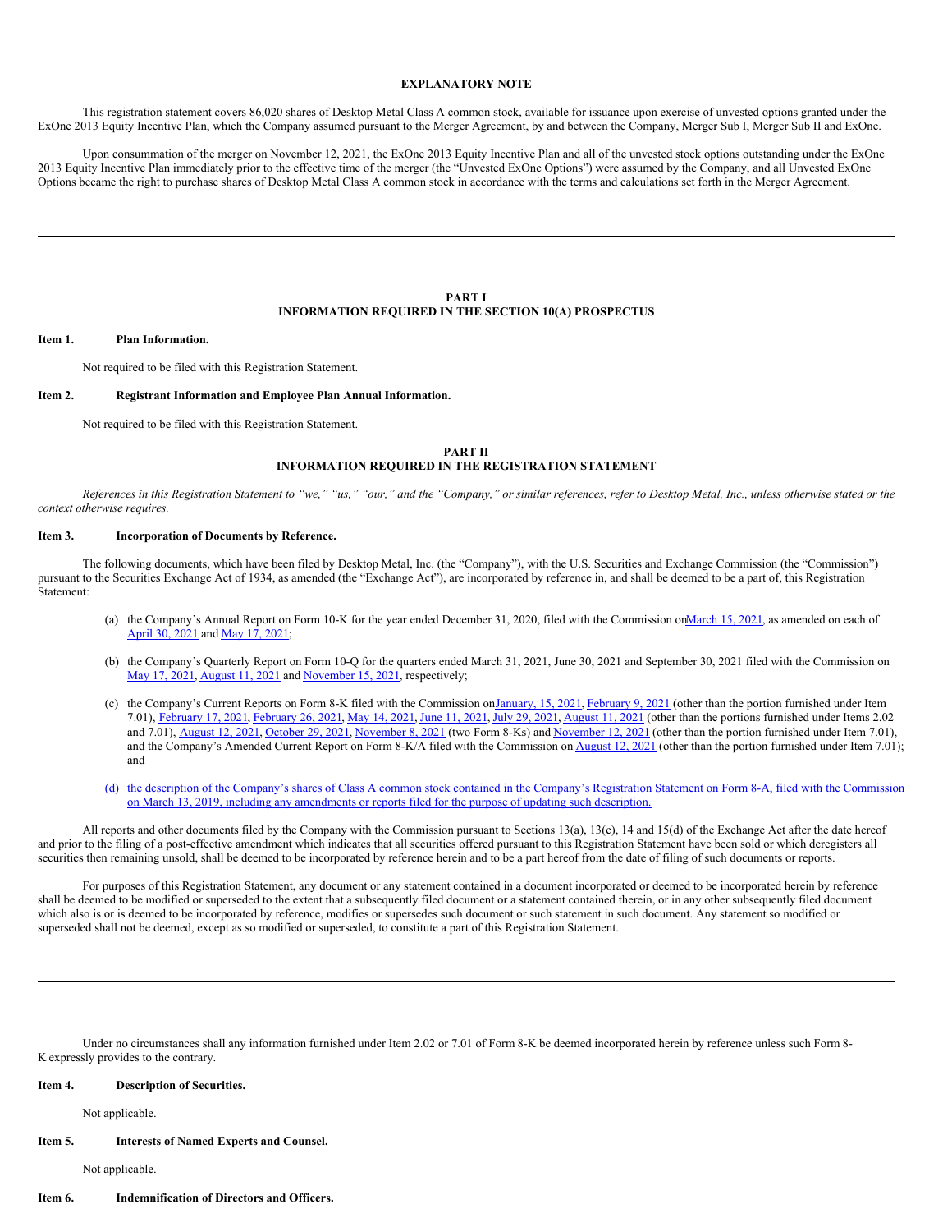**EXPLANATORY NOTE**

This registration statement covers 86,020 shares of Desktop Metal Class A common stock, available for issuance upon exercise of unvested options granted under the ExOne 2013 Equity Incentive Plan, which the Company assumed pursuant to the Merger Agreement, by and between the Company, Merger Sub I, Merger Sub II and ExOne.

Upon consummation of the merger on November 12, 2021, the ExOne 2013 Equity Incentive Plan and all of the unvested stock options outstanding under the ExOne 2013 Equity Incentive Plan immediately prior to the effective time of the merger (the "Unvested ExOne Options") were assumed by the Company, and all Unvested ExOne Options became the right to purchase shares of Desktop Metal Class A common stock in accordance with the terms and calculations set forth in the Merger Agreement.

---

## PART I
## INFORMATION REQUIRED IN THE SECTION 10(A) PROSPECTUS

**Item 1. Plan Information.**

Not required to be filed with this Registration Statement.

**Item 2. Registrant Information and Employee Plan Annual Information.**

Not required to be filed with this Registration Statement.

## PART II
## INFORMATION REQUIRED IN THE REGISTRATION STATEMENT

*References in this Registration Statement to "we," "us," "our," and the "Company," or similar references, refer to Desktop Metal, Inc., unless otherwise stated or the context otherwise requires.*

**Item 3. Incorporation of Documents by Reference.**

The following documents, which have been filed by Desktop Metal, Inc. (the "Company"), with the U.S. Securities and Exchange Commission (the "Commission") pursuant to the Securities Exchange Act of 1934, as amended (the "Exchange Act"), are incorporated by reference in, and shall be deemed to be a part of, this Registration Statement:

(a) the Company's Annual Report on Form 10-K for the year ended December 31, 2020, filed with the Commission on March 15, 2021, as amended on each of April 30, 2021 and May 17, 2021;

(b) the Company's Quarterly Report on Form 10-Q for the quarters ended March 31, 2021, June 30, 2021 and September 30, 2021 filed with the Commission on May 17, 2021, August 11, 2021 and November 15, 2021, respectively;

(c) the Company's Current Reports on Form 8-K filed with the Commission on January, 15, 2021, February 9, 2021 (other than the portion furnished under Item 7.01), February 17, 2021, February 26, 2021, May 14, 2021, June 11, 2021, July 29, 2021, August 11, 2021 (other than the portions furnished under Items 2.02 and 7.01), August 12, 2021, October 29, 2021, November 8, 2021 (two Form 8-Ks) and November 12, 2021 (other than the portion furnished under Item 7.01), and the Company's Amended Current Report on Form 8-K/A filed with the Commission on August 12, 2021 (other than the portion furnished under Item 7.01); and

(d) the description of the Company's shares of Class A common stock contained in the Company's Registration Statement on Form 8-A, filed with the Commission on March 13, 2019, including any amendments or reports filed for the purpose of updating such description.

All reports and other documents filed by the Company with the Commission pursuant to Sections 13(a), 13(c), 14 and 15(d) of the Exchange Act after the date hereof and prior to the filing of a post-effective amendment which indicates that all securities offered pursuant to this Registration Statement have been sold or which deregisters all securities then remaining unsold, shall be deemed to be incorporated by reference herein and to be a part hereof from the date of filing of such documents or reports.

For purposes of this Registration Statement, any document or any statement contained in a document incorporated or deemed to be incorporated herein by reference shall be deemed to be modified or superseded to the extent that a subsequently filed document or a statement contained therein, or in any other subsequently filed document which also is or is deemed to be incorporated by reference, modifies or supersedes such document or such statement in such document. Any statement so modified or superseded shall not be deemed, except as so modified or superseded, to constitute a part of this Registration Statement.

---

Under no circumstances shall any information furnished under Item 2.02 or 7.01 of Form 8-K be deemed incorporated herein by reference unless such Form 8-K expressly provides to the contrary.

**Item 4. Description of Securities.**

Not applicable.

**Item 5. Interests of Named Experts and Counsel.**

Not applicable.

**Item 6. Indemnification of Directors and Officers.**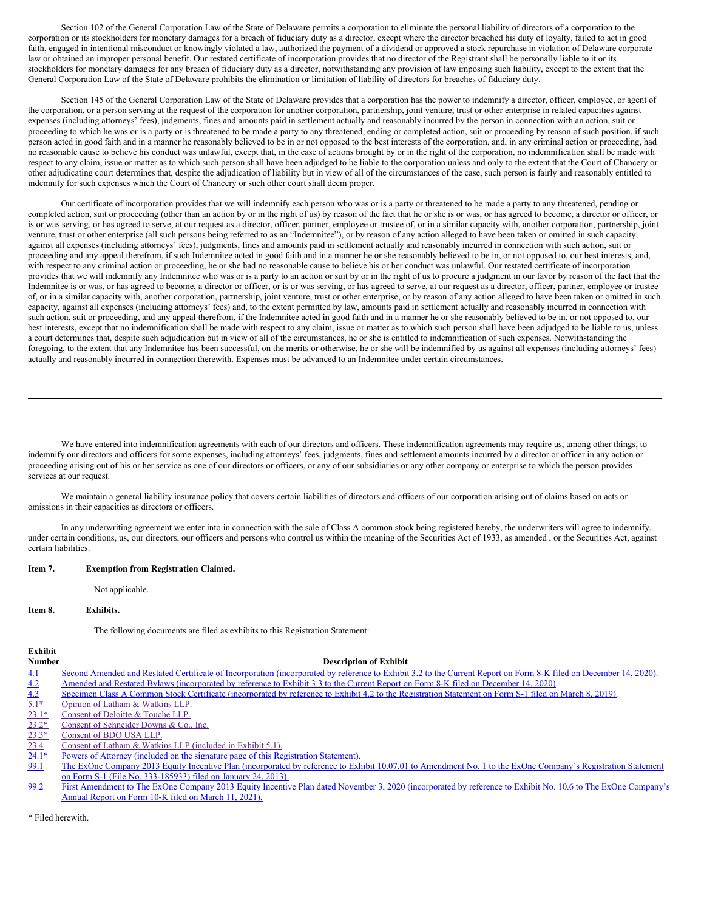Section 102 of the General Corporation Law of the State of Delaware permits a corporation to eliminate the personal liability of directors of a corporation to the corporation or its stockholders for monetary damages for a breach of fiduciary duty as a director, except where the director breached his duty of loyalty, failed to act in good faith, engaged in intentional misconduct or knowingly violated a law, authorized the payment of a dividend or approved a stock repurchase in violation of Delaware corporate law or obtained an improper personal benefit. Our restated certificate of incorporation provides that no director of the Registrant shall be personally liable to it or its stockholders for monetary damages for any breach of fiduciary duty as a director, notwithstanding any provision of law imposing such liability, except to the extent that the General Corporation Law of the State of Delaware prohibits the elimination or limitation of liability of directors for breaches of fiduciary duty.

Section 145 of the General Corporation Law of the State of Delaware provides that a corporation has the power to indemnify a director, officer, employee, or agent of the corporation, or a person serving at the request of the corporation for another corporation, partnership, joint venture, trust or other enterprise in related capacities against expenses (including attorneys' fees), judgments, fines and amounts paid in settlement actually and reasonably incurred by the person in connection with an action, suit or proceeding to which he was or is a party or is threatened to be made a party to any threatened, ending or completed action, suit or proceeding by reason of such position, if such person acted in good faith and in a manner he reasonably believed to be in or not opposed to the best interests of the corporation, and, in any criminal action or proceeding, had no reasonable cause to believe his conduct was unlawful, except that, in the case of actions brought by or in the right of the corporation, no indemnification shall be made with respect to any claim, issue or matter as to which such person shall have been adjudged to be liable to the corporation unless and only to the extent that the Court of Chancery or other adjudicating court determines that, despite the adjudication of liability but in view of all of the circumstances of the case, such person is fairly and reasonably entitled to indemnity for such expenses which the Court of Chancery or such other court shall deem proper.

Our certificate of incorporation provides that we will indemnify each person who was or is a party or threatened to be made a party to any threatened, pending or completed action, suit or proceeding (other than an action by or in the right of us) by reason of the fact that he or she is or was, or has agreed to become, a director or officer, or is or was serving, or has agreed to serve, at our request as a director, officer, partner, employee or trustee of, or in a similar capacity with, another corporation, partnership, joint venture, trust or other enterprise (all such persons being referred to as an "Indemnitee"), or by reason of any action alleged to have been taken or omitted in such capacity, against all expenses (including attorneys' fees), judgments, fines and amounts paid in settlement actually and reasonably incurred in connection with such action, suit or proceeding and any appeal therefrom, if such Indemnitee acted in good faith and in a manner he or she reasonably believed to be in, or not opposed to, our best interests, and, with respect to any criminal action or proceeding, he or she had no reasonable cause to believe his or her conduct was unlawful. Our restated certificate of incorporation provides that we will indemnify any Indemnitee who was or is a party to an action or suit by or in the right of us to procure a judgment in our favor by reason of the fact that the Indemnitee is or was, or has agreed to become, a director or officer, or is or was serving, or has agreed to serve, at our request as a director, officer, partner, employee or trustee of, or in a similar capacity with, another corporation, partnership, joint venture, trust or other enterprise, or by reason of any action alleged to have been taken or omitted in such capacity, against all expenses (including attorneys' fees) and, to the extent permitted by law, amounts paid in settlement actually and reasonably incurred in connection with such action, suit or proceeding, and any appeal therefrom, if the Indemnitee acted in good faith and in a manner he or she reasonably believed to be in, or not opposed to, our best interests, except that no indemnification shall be made with respect to any claim, issue or matter as to which such person shall have been adjudged to be liable to us, unless a court determines that, despite such adjudication but in view of all of the circumstances, he or she is entitled to indemnification of such expenses. Notwithstanding the foregoing, to the extent that any Indemnitee has been successful, on the merits or otherwise, he or she will be indemnified by us against all expenses (including attorneys' fees) actually and reasonably incurred in connection therewith. Expenses must be advanced to an Indemnitee under certain circumstances.

We have entered into indemnification agreements with each of our directors and officers. These indemnification agreements may require us, among other things, to indemnify our directors and officers for some expenses, including attorneys' fees, judgments, fines and settlement amounts incurred by a director or officer in any action or proceeding arising out of his or her service as one of our directors or officers, or any of our subsidiaries or any other company or enterprise to which the person provides services at our request.

We maintain a general liability insurance policy that covers certain liabilities of directors and officers of our corporation arising out of claims based on acts or omissions in their capacities as directors or officers.

In any underwriting agreement we enter into in connection with the sale of Class A common stock being registered hereby, the underwriters will agree to indemnify, under certain conditions, us, our directors, our officers and persons who control us within the meaning of the Securities Act of 1933, as amended , or the Securities Act, against certain liabilities.

**Item 7. Exemption from Registration Claimed.**

Not applicable.

**Item 8. Exhibits.**

The following documents are filed as exhibits to this Registration Statement:

| Exhibit Number | Description of Exhibit |
|---|---|
| 4.1 | Second Amended and Restated Certificate of Incorporation (incorporated by reference to Exhibit 3.2 to the Current Report on Form 8-K filed on December 14, 2020). |
| 4.2 | Amended and Restated Bylaws (incorporated by reference to Exhibit 3.3 to the Current Report on Form 8-K filed on December 14, 2020). |
| 4.3 | Specimen Class A Common Stock Certificate (incorporated by reference to Exhibit 4.2 to the Registration Statement on Form S-1 filed on March 8, 2019). |
| 5.1* | Opinion of Latham & Watkins LLP. |
| 23.1* | Consent of Deloitte & Touche LLP. |
| 23.2* | Consent of Schneider Downs & Co., Inc. |
| 23.3* | Consent of BDO USA LLP. |
| 23.4 | Consent of Latham & Watkins LLP (included in Exhibit 5.1). |
| 24.1* | Powers of Attorney (included on the signature page of this Registration Statement). |
| 99.1 | The ExOne Company 2013 Equity Incentive Plan (incorporated by reference to Exhibit 10.07.01 to Amendment No. 1 to the ExOne Company's Registration Statement on Form S-1 (File No. 333-185933) filed on January 24, 2013). |
| 99.2 | First Amendment to The ExOne Company 2013 Equity Incentive Plan dated November 3, 2020 (incorporated by reference to Exhibit No. 10.6 to The ExOne Company's Annual Report on Form 10-K filed on March 11, 2021). |

* Filed herewith.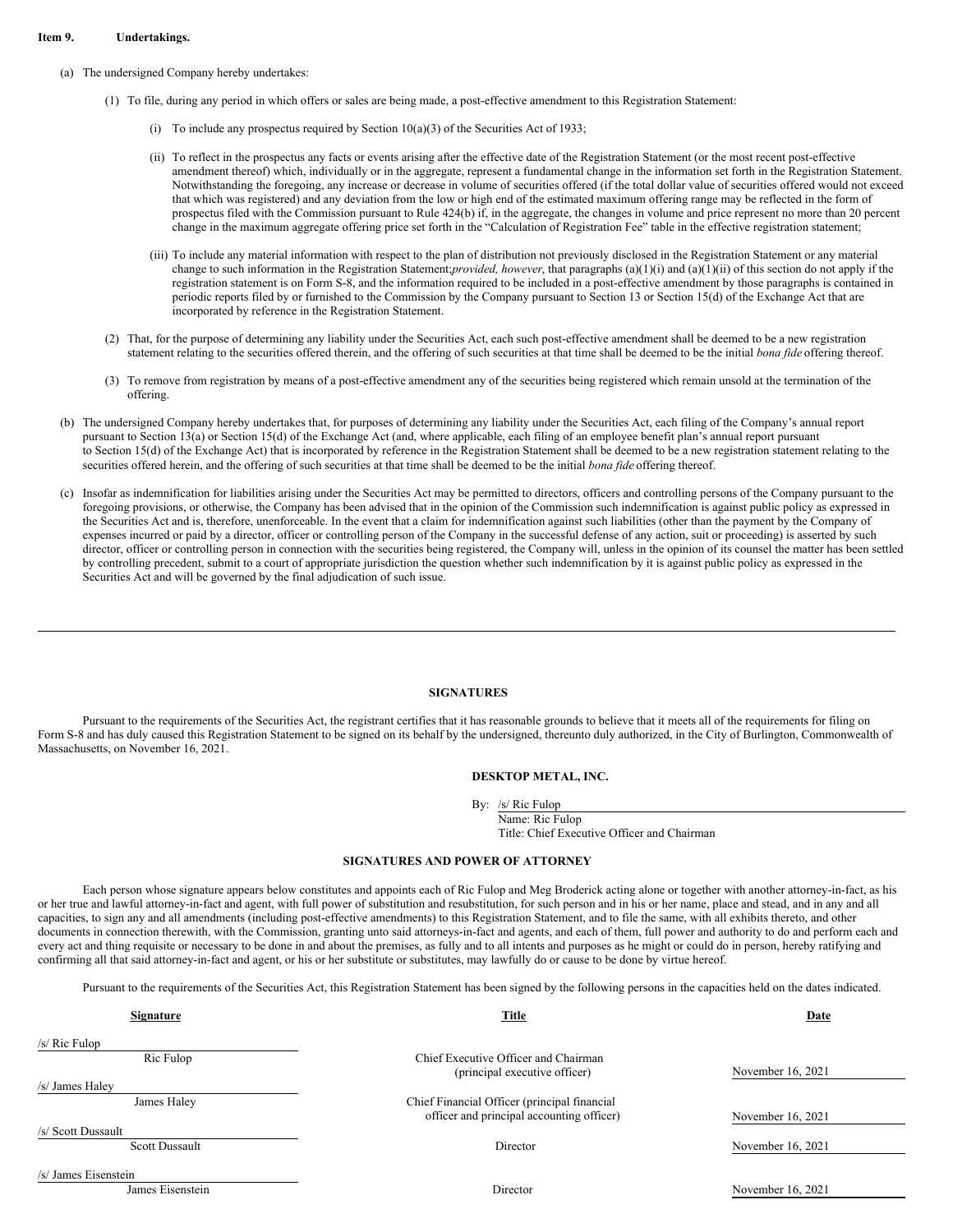**Item 9. Undertakings.**

(a) The undersigned Company hereby undertakes:

(1) To file, during any period in which offers or sales are being made, a post-effective amendment to this Registration Statement:

(i) To include any prospectus required by Section 10(a)(3) of the Securities Act of 1933;

(ii) To reflect in the prospectus any facts or events arising after the effective date of the Registration Statement (or the most recent post-effective amendment thereof) which, individually or in the aggregate, represent a fundamental change in the information set forth in the Registration Statement. Notwithstanding the foregoing, any increase or decrease in volume of securities offered (if the total dollar value of securities offered would not exceed that which was registered) and any deviation from the low or high end of the estimated maximum offering range may be reflected in the form of prospectus filed with the Commission pursuant to Rule 424(b) if, in the aggregate, the changes in volume and price represent no more than 20 percent change in the maximum aggregate offering price set forth in the "Calculation of Registration Fee" table in the effective registration statement;

(iii) To include any material information with respect to the plan of distribution not previously disclosed in the Registration Statement or any material change to such information in the Registration Statement; *provided, however*, that paragraphs (a)(1)(i) and (a)(1)(ii) of this section do not apply if the registration statement is on Form S-8, and the information required to be included in a post-effective amendment by those paragraphs is contained in periodic reports filed by or furnished to the Commission by the Company pursuant to Section 13 or Section 15(d) of the Exchange Act that are incorporated by reference in the Registration Statement.

(2) That, for the purpose of determining any liability under the Securities Act, each such post-effective amendment shall be deemed to be a new registration statement relating to the securities offered therein, and the offering of such securities at that time shall be deemed to be the initial *bona fide* offering thereof.

(3) To remove from registration by means of a post-effective amendment any of the securities being registered which remain unsold at the termination of the offering.

(b) The undersigned Company hereby undertakes that, for purposes of determining any liability under the Securities Act, each filing of the Company's annual report pursuant to Section 13(a) or Section 15(d) of the Exchange Act (and, where applicable, each filing of an employee benefit plan's annual report pursuant to Section 15(d) of the Exchange Act) that is incorporated by reference in the Registration Statement shall be deemed to be a new registration statement relating to the securities offered herein, and the offering of such securities at that time shall be deemed to be the initial *bona fide* offering thereof.

(c) Insofar as indemnification for liabilities arising under the Securities Act may be permitted to directors, officers and controlling persons of the Company pursuant to the foregoing provisions, or otherwise, the Company has been advised that in the opinion of the Commission such indemnification is against public policy as expressed in the Securities Act and is, therefore, unenforceable. In the event that a claim for indemnification against such liabilities (other than the payment by the Company of expenses incurred or paid by a director, officer or controlling person of the Company in the successful defense of any action, suit or proceeding) is asserted by such director, officer or controlling person in connection with the securities being registered, the Company will, unless in the opinion of its counsel the matter has been settled by controlling precedent, submit to a court of appropriate jurisdiction the question whether such indemnification by it is against public policy as expressed in the Securities Act and will be governed by the final adjudication of such issue.

---

## SIGNATURES

Pursuant to the requirements of the Securities Act, the registrant certifies that it has reasonable grounds to believe that it meets all of the requirements for filing on Form S-8 and has duly caused this Registration Statement to be signed on its behalf by the undersigned, thereunto duly authorized, in the City of Burlington, Commonwealth of Massachusetts, on November 16, 2021.

**DESKTOP METAL, INC.**

By: /s/ Ric Fulop
Name: Ric Fulop
Title: Chief Executive Officer and Chairman

## SIGNATURES AND POWER OF ATTORNEY

Each person whose signature appears below constitutes and appoints each of Ric Fulop and Meg Broderick acting alone or together with another attorney-in-fact, as his or her true and lawful attorney-in-fact and agent, with full power of substitution and resubstitution, for such person and in his or her name, place and stead, and in any and all capacities, to sign any and all amendments (including post-effective amendments) to this Registration Statement, and to file the same, with all exhibits thereto, and other documents in connection therewith, with the Commission, granting unto said attorneys-in-fact and agents, and each of them, full power and authority to do and perform each and every act and thing requisite or necessary to be done in and about the premises, as fully and to all intents and purposes as he might or could do in person, hereby ratifying and confirming all that said attorney-in-fact and agent, or his or her substitute or substitutes, may lawfully do or cause to be done by virtue hereof.

Pursuant to the requirements of the Securities Act, this Registration Statement has been signed by the following persons in the capacities held on the dates indicated.

| Signature | Title | Date |
|---|---|---|
| /s/ Ric Fulop<br>Ric Fulop | Chief Executive Officer and Chairman (principal executive officer) | November 16, 2021 |
| /s/ James Haley<br>James Haley | Chief Financial Officer (principal financial officer and principal accounting officer) | November 16, 2021 |
| /s/ Scott Dussault<br>Scott Dussault | Director | November 16, 2021 |
| /s/ James Eisenstein<br>James Eisenstein | Director | November 16, 2021 |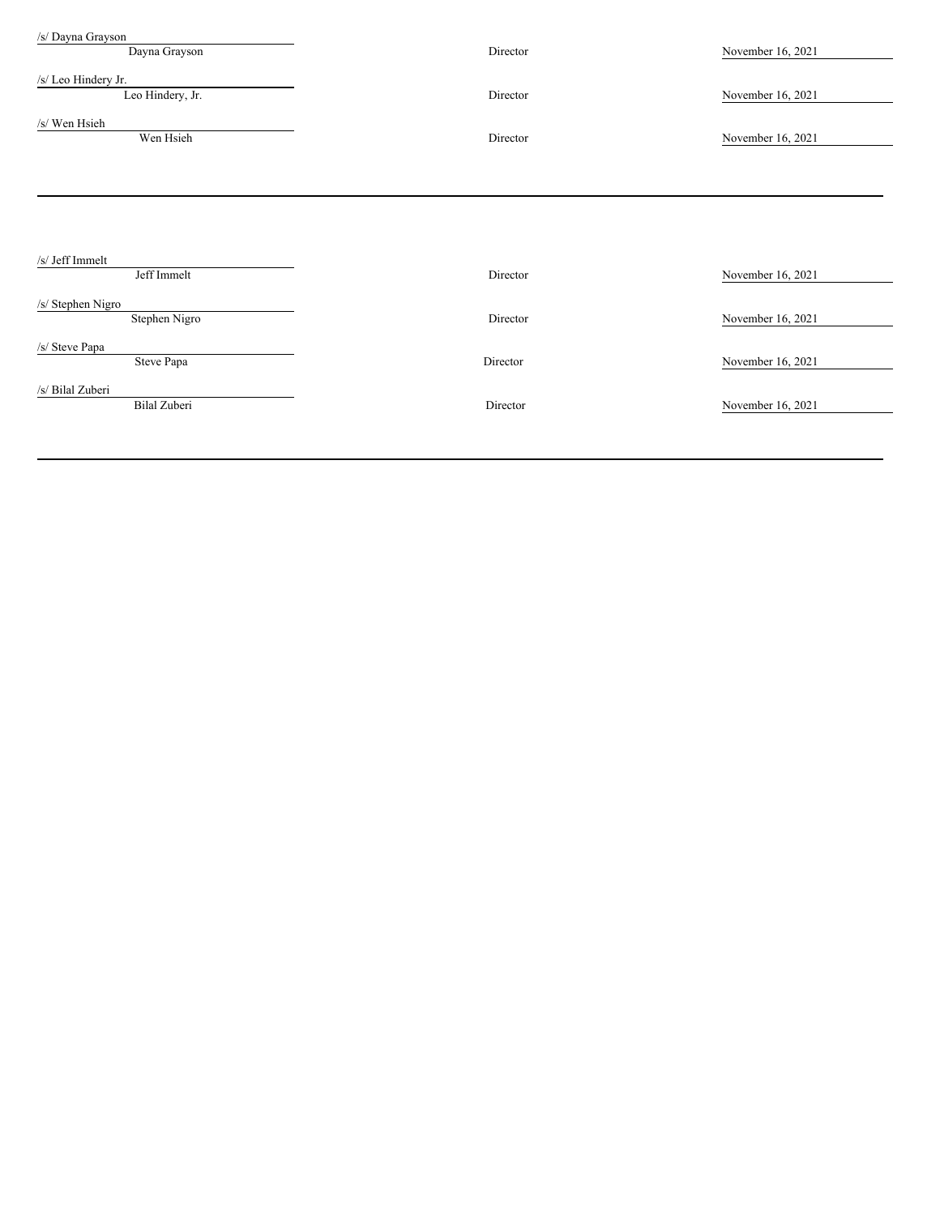| | | |
|---|---|---|
| /s/ Dayna Grayson<br>Dayna Grayson | Director | November 16, 2021 |
| /s/ Leo Hindery Jr.<br>Leo Hindery, Jr. | Director | November 16, 2021 |
| /s/ Wen Hsieh<br>Wen Hsieh | Director | November 16, 2021 |

---

| | | |
|---|---|---|
| /s/ Jeff Immelt<br>Jeff Immelt | Director | November 16, 2021 |
| /s/ Stephen Nigro<br>Stephen Nigro | Director | November 16, 2021 |
| /s/ Steve Papa<br>Steve Papa | Director | November 16, 2021 |
| /s/ Bilal Zuberi<br>Bilal Zuberi | Director | November 16, 2021 |

---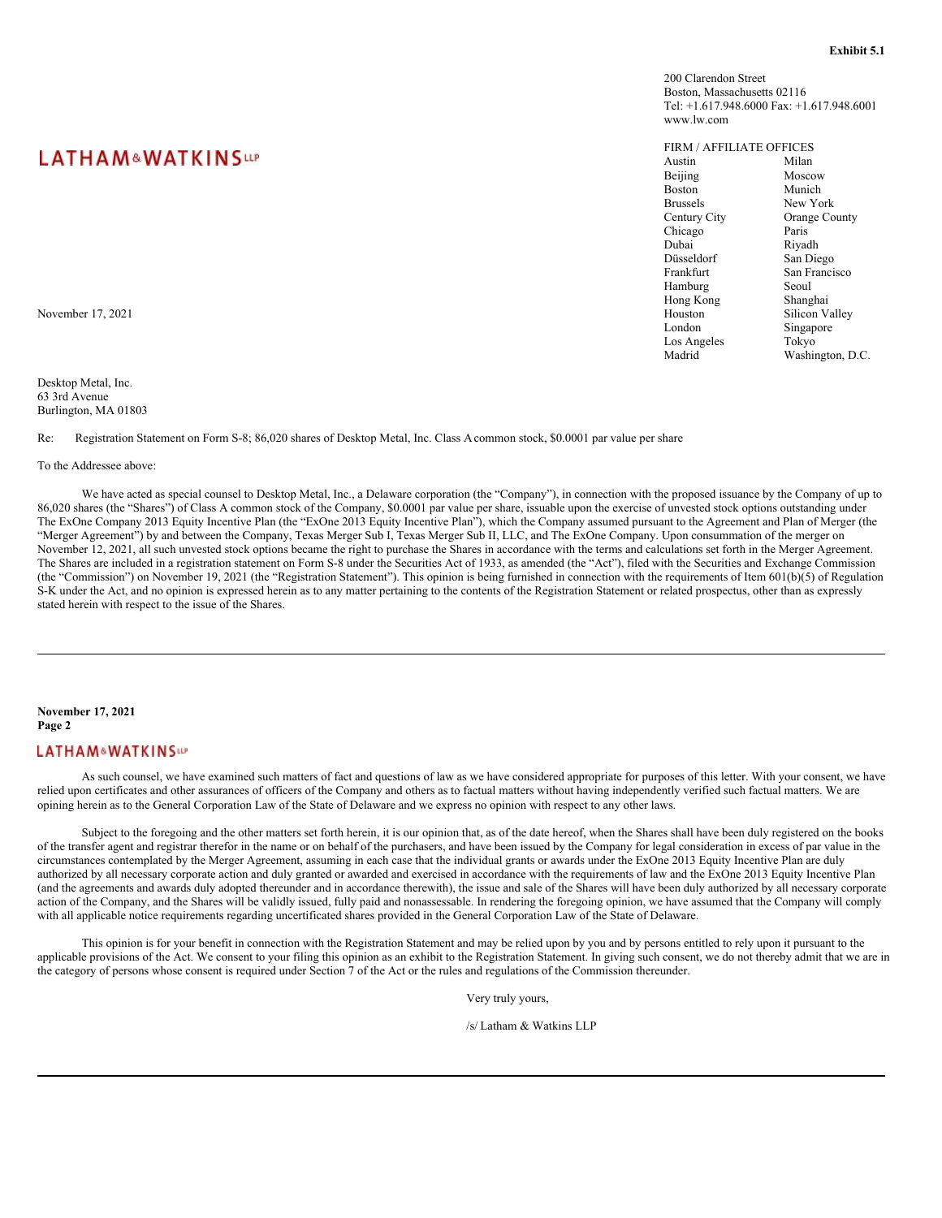**Exhibit 5.1**

200 Clarendon Street
Boston, Massachusetts 02116
Tel: +1.617.948.6000 Fax: +1.617.948.6001
www.lw.com

**LATHAM & WATKINS LLP**

FIRM / AFFILIATE OFFICES

| | |
|---|---|
| Austin | Milan |
| Beijing | Moscow |
| Boston | Munich |
| Brussels | New York |
| Century City | Orange County |
| Chicago | Paris |
| Dubai | Riyadh |
| Düsseldorf | San Diego |
| Frankfurt | San Francisco |
| Hamburg | Seoul |
| Hong Kong | Shanghai |
| Houston | Silicon Valley |
| London | Singapore |
| Los Angeles | Tokyo |
| Madrid | Washington, D.C. |

November 17, 2021

Desktop Metal, Inc.
63 3rd Avenue
Burlington, MA 01803

Re: Registration Statement on Form S-8; 86,020 shares of Desktop Metal, Inc. Class A common stock, $0.0001 par value per share

To the Addressee above:

We have acted as special counsel to Desktop Metal, Inc., a Delaware corporation (the "Company"), in connection with the proposed issuance by the Company of up to 86,020 shares (the "Shares") of Class A common stock of the Company, $0.0001 par value per share, issuable upon the exercise of unvested stock options outstanding under The ExOne Company 2013 Equity Incentive Plan (the "ExOne 2013 Equity Incentive Plan"), which the Company assumed pursuant to the Agreement and Plan of Merger (the "Merger Agreement") by and between the Company, Texas Merger Sub I, Texas Merger Sub II, LLC, and The ExOne Company. Upon consummation of the merger on November 12, 2021, all such unvested stock options became the right to purchase the Shares in accordance with the terms and calculations set forth in the Merger Agreement. The Shares are included in a registration statement on Form S-8 under the Securities Act of 1933, as amended (the "Act"), filed with the Securities and Exchange Commission (the "Commission") on November 19, 2021 (the "Registration Statement"). This opinion is being furnished in connection with the requirements of Item 601(b)(5) of Regulation S-K under the Act, and no opinion is expressed herein as to any matter pertaining to the contents of the Registration Statement or related prospectus, other than as expressly stated herein with respect to the issue of the Shares.

As such counsel, we have examined such matters of fact and questions of law as we have considered appropriate for purposes of this letter. With your consent, we have relied upon certificates and other assurances of officers of the Company and others as to factual matters without having independently verified such factual matters. We are opining herein as to the General Corporation Law of the State of Delaware and we express no opinion with respect to any other laws.

Subject to the foregoing and the other matters set forth herein, it is our opinion that, as of the date hereof, when the Shares shall have been duly registered on the books of the transfer agent and registrar therefor in the name or on behalf of the purchasers, and have been issued by the Company for legal consideration in excess of par value in the circumstances contemplated by the Merger Agreement, assuming in each case that the individual grants or awards under the ExOne 2013 Equity Incentive Plan are duly authorized by all necessary corporate action and duly granted or awarded and exercised in accordance with the requirements of law and the ExOne 2013 Equity Incentive Plan (and the agreements and awards duly adopted thereunder and in accordance therewith), the issue and sale of the Shares will have been duly authorized by all necessary corporate action of the Company, and the Shares will be validly issued, fully paid and nonassessable. In rendering the foregoing opinion, we have assumed that the Company will comply with all applicable notice requirements regarding uncertificated shares provided in the General Corporation Law of the State of Delaware.

This opinion is for your benefit in connection with the Registration Statement and may be relied upon by you and by persons entitled to rely upon it pursuant to the applicable provisions of the Act. We consent to your filing this opinion as an exhibit to the Registration Statement. In giving such consent, we do not thereby admit that we are in the category of persons whose consent is required under Section 7 of the Act or the rules and regulations of the Commission thereunder.

Very truly yours,

/s/ Latham & Watkins LLP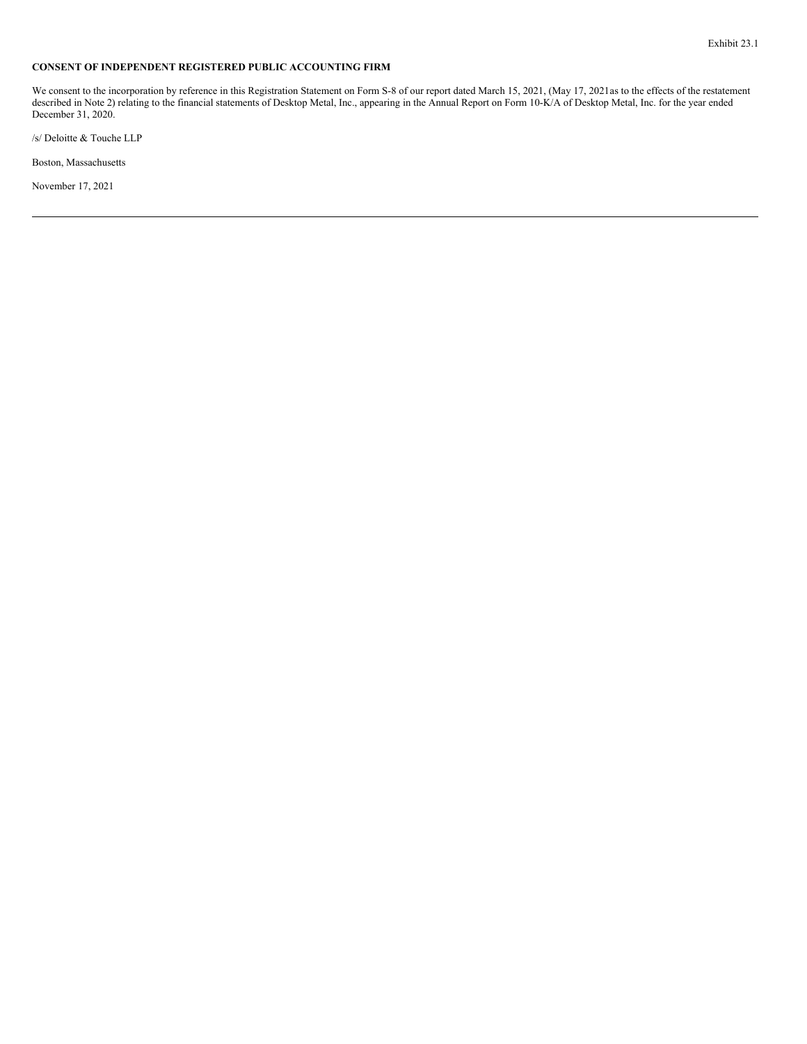Exhibit 23.1

**CONSENT OF INDEPENDENT REGISTERED PUBLIC ACCOUNTING FIRM**

We consent to the incorporation by reference in this Registration Statement on Form S-8 of our report dated March 15, 2021, (May 17, 2021as to the effects of the restatement described in Note 2) relating to the financial statements of Desktop Metal, Inc., appearing in the Annual Report on Form 10-K/A of Desktop Metal, Inc. for the year ended December 31, 2020.

/s/ Deloitte & Touche LLP

Boston, Massachusetts

November 17, 2021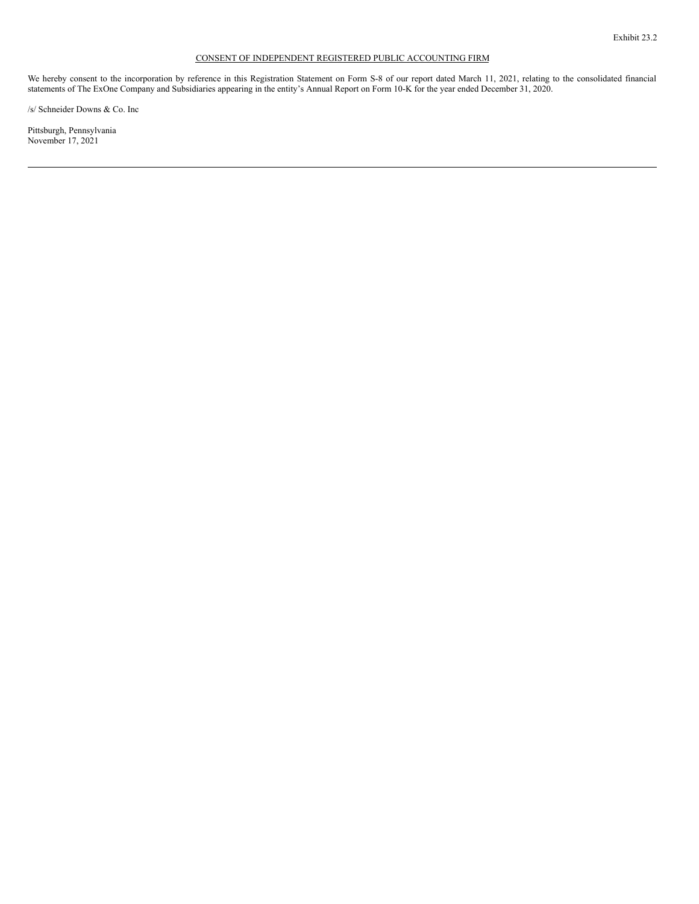Exhibit 23.2

CONSENT OF INDEPENDENT REGISTERED PUBLIC ACCOUNTING FIRM

We hereby consent to the incorporation by reference in this Registration Statement on Form S-8 of our report dated March 11, 2021, relating to the consolidated financial statements of The ExOne Company and Subsidiaries appearing in the entity's Annual Report on Form 10-K for the year ended December 31, 2020.

/s/ Schneider Downs & Co. Inc

Pittsburgh, Pennsylvania
November 17, 2021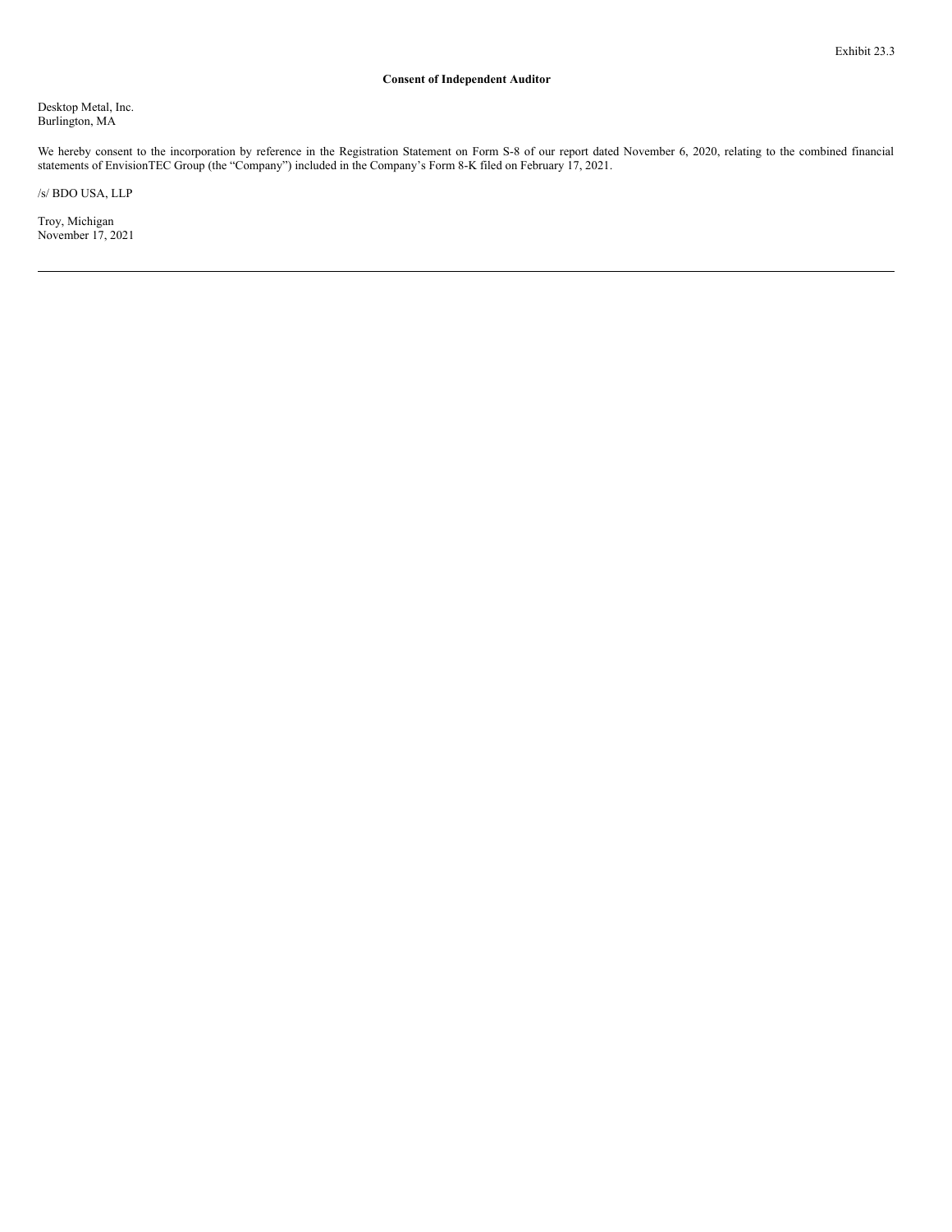Exhibit 23.3

**Consent of Independent Auditor**

Desktop Metal, Inc.
Burlington, MA

We hereby consent to the incorporation by reference in the Registration Statement on Form S-8 of our report dated November 6, 2020, relating to the combined financial statements of EnvisionTEC Group (the "Company") included in the Company's Form 8-K filed on February 17, 2021.

/s/ BDO USA, LLP

Troy, Michigan
November 17, 2021